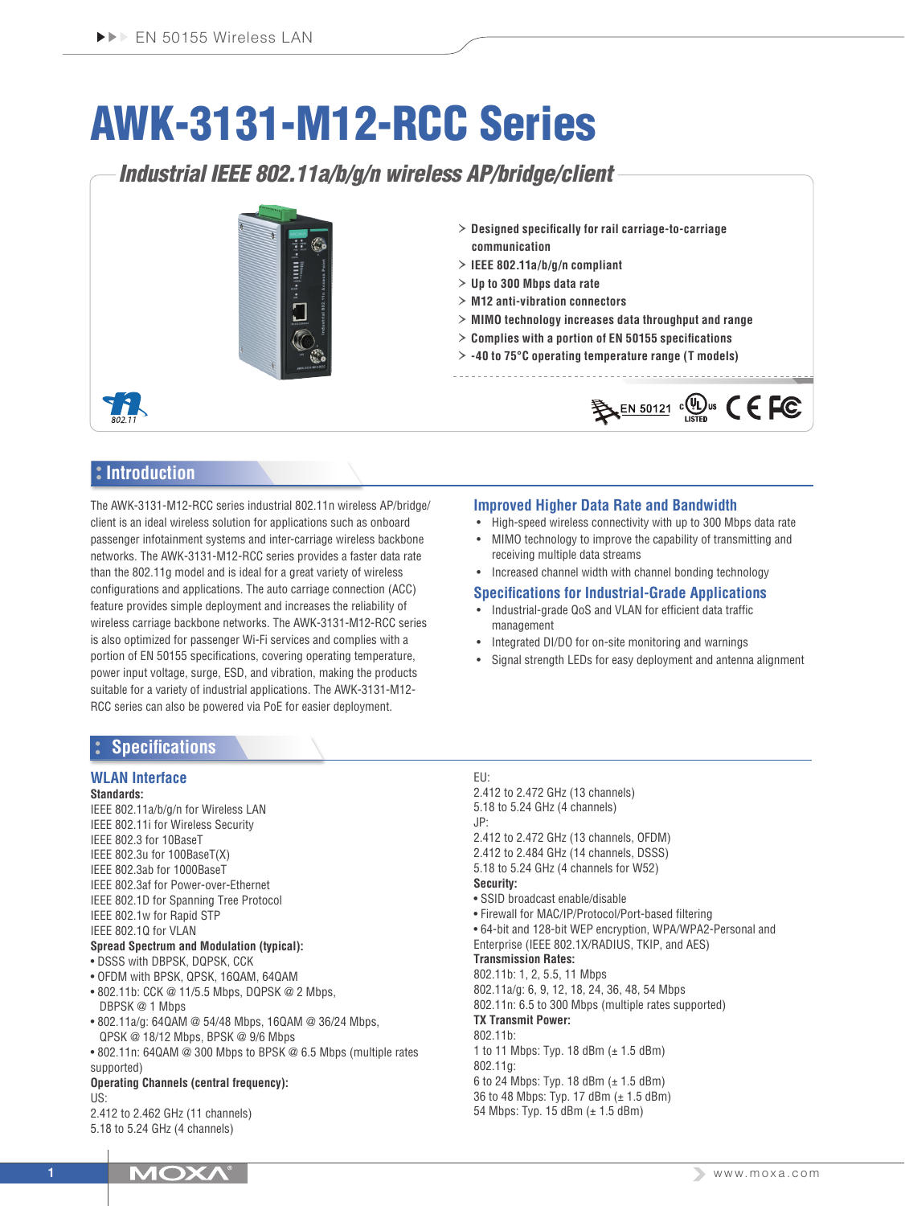# AWK-3131-M12-RCC Series

## Industrial IEEE 802.11a/b/g/n wireless AP/bridge/client

- Designed specifically for rail carriage-to-carriage communication
- IEEE 802.11a/b/g/n compliant
- Up to 300 Mbps data rate
- M12 anti-vibration connectors
- MIMO technology increases data throughput and range
- Complies with a portion of EN 50155 specifications
- -40 to 75°C operating temperature range (T models)

EN 50121

## Introduction

The AWK-3131-M12-RCC series industrial 802.11n wireless AP/bridge/client is an ideal wireless solution for applications such as onboard passenger infotainment systems and inter-carriage wireless backbone networks. The AWK-3131-M12-RCC series provides a faster data rate than the 802.11g model and is ideal for a great variety of wireless configurations and applications. The auto carriage connection (ACC) feature provides simple deployment and increases the reliability of wireless carriage backbone networks. The AWK-3131-M12-RCC series is also optimized for passenger Wi-Fi services and complies with a portion of EN 50155 specifications, covering operating temperature, power input voltage, surge, ESD, and vibration, making the products suitable for a variety of industrial applications. The AWK-3131-M12-RCC series can also be powered via PoE for easier deployment.

### Improved Higher Data Rate and Bandwidth

- High-speed wireless connectivity with up to 300 Mbps data rate
- MIMO technology to improve the capability of transmitting and receiving multiple data streams
- Increased channel width with channel bonding technology

### Specifications for Industrial-Grade Applications

- Industrial-grade QoS and VLAN for efficient data traffic management
- Integrated DI/DO for on-site monitoring and warnings
- Signal strength LEDs for easy deployment and antenna alignment

## Specifications

### WLAN Interface

**Standards:**
IEEE 802.11a/b/g/n for Wireless LAN
IEEE 802.11i for Wireless Security
IEEE 802.3 for 10BaseT
IEEE 802.3u for 100BaseT(X)
IEEE 802.3ab for 1000BaseT
IEEE 802.3af for Power-over-Ethernet
IEEE 802.1D for Spanning Tree Protocol
IEEE 802.1w for Rapid STP
IEEE 802.1Q for VLAN

**Spread Spectrum and Modulation (typical):**
- DSSS with DBPSK, DQPSK, CCK
- OFDM with BPSK, QPSK, 16QAM, 64QAM
- 802.11b: CCK @ 11/5.5 Mbps, DQPSK @ 2 Mbps, DBPSK @ 1 Mbps
- 802.11a/g: 64QAM @ 54/48 Mbps, 16QAM @ 36/24 Mbps, QPSK @ 18/12 Mbps, BPSK @ 9/6 Mbps
- 802.11n: 64QAM @ 300 Mbps to BPSK @ 6.5 Mbps (multiple rates supported)

**Operating Channels (central frequency):**
US:
2.412 to 2.462 GHz (11 channels)
5.18 to 5.24 GHz (4 channels)
EU:
2.412 to 2.472 GHz (13 channels)
5.18 to 5.24 GHz (4 channels)
JP:
2.412 to 2.472 GHz (13 channels, OFDM)
2.412 to 2.484 GHz (14 channels, DSSS)
5.18 to 5.24 GHz (4 channels for W52)

**Security:**
- SSID broadcast enable/disable
- Firewall for MAC/IP/Protocol/Port-based filtering
- 64-bit and 128-bit WEP encryption, WPA/WPA2-Personal and Enterprise (IEEE 802.1X/RADIUS, TKIP, and AES)

**Transmission Rates:**
802.11b: 1, 2, 5.5, 11 Mbps
802.11a/g: 6, 9, 12, 18, 24, 36, 48, 54 Mbps
802.11n: 6.5 to 300 Mbps (multiple rates supported)

**TX Transmit Power:**
802.11b:
1 to 11 Mbps: Typ. 18 dBm (± 1.5 dBm)
802.11g:
6 to 24 Mbps: Typ. 18 dBm (± 1.5 dBm)
36 to 48 Mbps: Typ. 17 dBm (± 1.5 dBm)
54 Mbps: Typ. 15 dBm (± 1.5 dBm)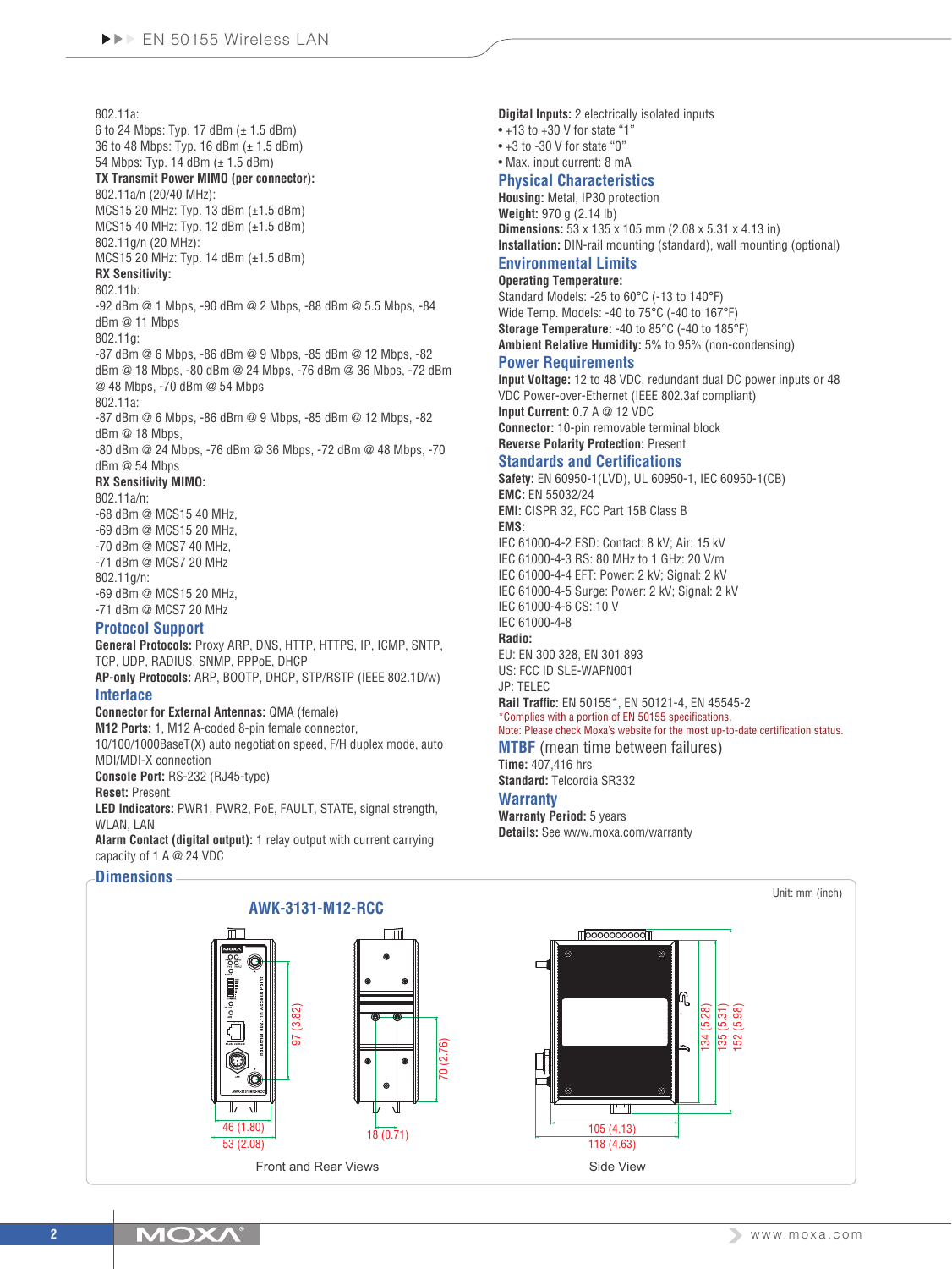802.11a:
6 to 24 Mbps: Typ. 17 dBm (± 1.5 dBm)
36 to 48 Mbps: Typ. 16 dBm (± 1.5 dBm)
54 Mbps: Typ. 14 dBm (± 1.5 dBm)

**TX Transmit Power MIMO (per connector):**
802.11a/n (20/40 MHz):
MCS15 20 MHz: Typ. 13 dBm (±1.5 dBm)
MCS15 40 MHz: Typ. 12 dBm (±1.5 dBm)
802.11g/n (20 MHz):
MCS15 20 MHz: Typ. 14 dBm (±1.5 dBm)

**RX Sensitivity:**
802.11b:
-92 dBm @ 1 Mbps, -90 dBm @ 2 Mbps, -88 dBm @ 5.5 Mbps, -84 dBm @ 11 Mbps
802.11g:
-87 dBm @ 6 Mbps, -86 dBm @ 9 Mbps, -85 dBm @ 12 Mbps, -82 dBm @ 18 Mbps, -80 dBm @ 24 Mbps, -76 dBm @ 36 Mbps, -72 dBm @ 48 Mbps, -70 dBm @ 54 Mbps
802.11a:
-87 dBm @ 6 Mbps, -86 dBm @ 9 Mbps, -85 dBm @ 12 Mbps, -82 dBm @ 18 Mbps,
-80 dBm @ 24 Mbps, -76 dBm @ 36 Mbps, -72 dBm @ 48 Mbps, -70 dBm @ 54 Mbps

**RX Sensitivity MIMO:**
802.11a/n:
-68 dBm @ MCS15 40 MHz,
-69 dBm @ MCS15 20 MHz,
-70 dBm @ MCS7 40 MHz,
-71 dBm @ MCS7 20 MHz
802.11g/n:
-69 dBm @ MCS15 20 MHz,
-71 dBm @ MCS7 20 MHz

## Protocol Support

**General Protocols:** Proxy ARP, DNS, HTTP, HTTPS, IP, ICMP, SNTP, TCP, UDP, RADIUS, SNMP, PPPoE, DHCP
**AP-only Protocols:** ARP, BOOTP, DHCP, STP/RSTP (IEEE 802.1D/w)

## Interface

**Connector for External Antennas:** QMA (female)
**M12 Ports:** 1, M12 A-coded 8-pin female connector, 10/100/1000BaseT(X) auto negotiation speed, F/H duplex mode, auto MDI/MDI-X connection
**Console Port:** RS-232 (RJ45-type)
**Reset:** Present
**LED Indicators:** PWR1, PWR2, PoE, FAULT, STATE, signal strength, WLAN, LAN
**Alarm Contact (digital output):** 1 relay output with current carrying capacity of 1 A @ 24 VDC
**Digital Inputs:** 2 electrically isolated inputs
- +13 to +30 V for state "1"
- +3 to -30 V for state "0"
- Max. input current: 8 mA

## Physical Characteristics

**Housing:** Metal, IP30 protection
**Weight:** 970 g (2.14 lb)
**Dimensions:** 53 x 135 x 105 mm (2.08 x 5.31 x 4.13 in)
**Installation:** DIN-rail mounting (standard), wall mounting (optional)

## Environmental Limits

**Operating Temperature:**
Standard Models: -25 to 60°C (-13 to 140°F)
Wide Temp. Models: -40 to 75°C (-40 to 167°F)
**Storage Temperature:** -40 to 85°C (-40 to 185°F)
**Ambient Relative Humidity:** 5% to 95% (non-condensing)

## Power Requirements

**Input Voltage:** 12 to 48 VDC, redundant dual DC power inputs or 48 VDC Power-over-Ethernet (IEEE 802.3af compliant)
**Input Current:** 0.7 A @ 12 VDC
**Connector:** 10-pin removable terminal block
**Reverse Polarity Protection:** Present

## Standards and Certifications

**Safety:** EN 60950-1(LVD), UL 60950-1, IEC 60950-1(CB)
**EMC:** EN 55032/24
**EMI:** CISPR 32, FCC Part 15B Class B
**EMS:**
IEC 61000-4-2 ESD: Contact: 8 kV; Air: 15 kV
IEC 61000-4-3 RS: 80 MHz to 1 GHz: 20 V/m
IEC 61000-4-4 EFT: Power: 2 kV; Signal: 2 kV
IEC 61000-4-5 Surge: Power: 2 kV; Signal: 2 kV
IEC 61000-4-6 CS: 10 V
IEC 61000-4-8
**Radio:**
EU: EN 300 328, EN 301 893
US: FCC ID SLE-WAPN001
JP: TELEC
**Rail Traffic:** EN 50155*, EN 50121-4, EN 45545-2
*Complies with a portion of EN 50155 specifications.
Note: Please check Moxa's website for the most up-to-date certification status.

## MTBF (mean time between failures)

**Time:** 407,416 hrs
**Standard:** Telcordia SR332

## Warranty

**Warranty Period:** 5 years
**Details:** See www.moxa.com/warranty

## Dimensions

Unit: mm (inch)

**AWK-3131-M12-RCC**

97 (3.82)
46 (1.80)
53 (2.08)
70 (2.76)
18 (0.71)

Front and Rear Views

134 (5.28)
135 (5.31)
152 (5.98)
105 (4.13)
118 (4.63)

Side View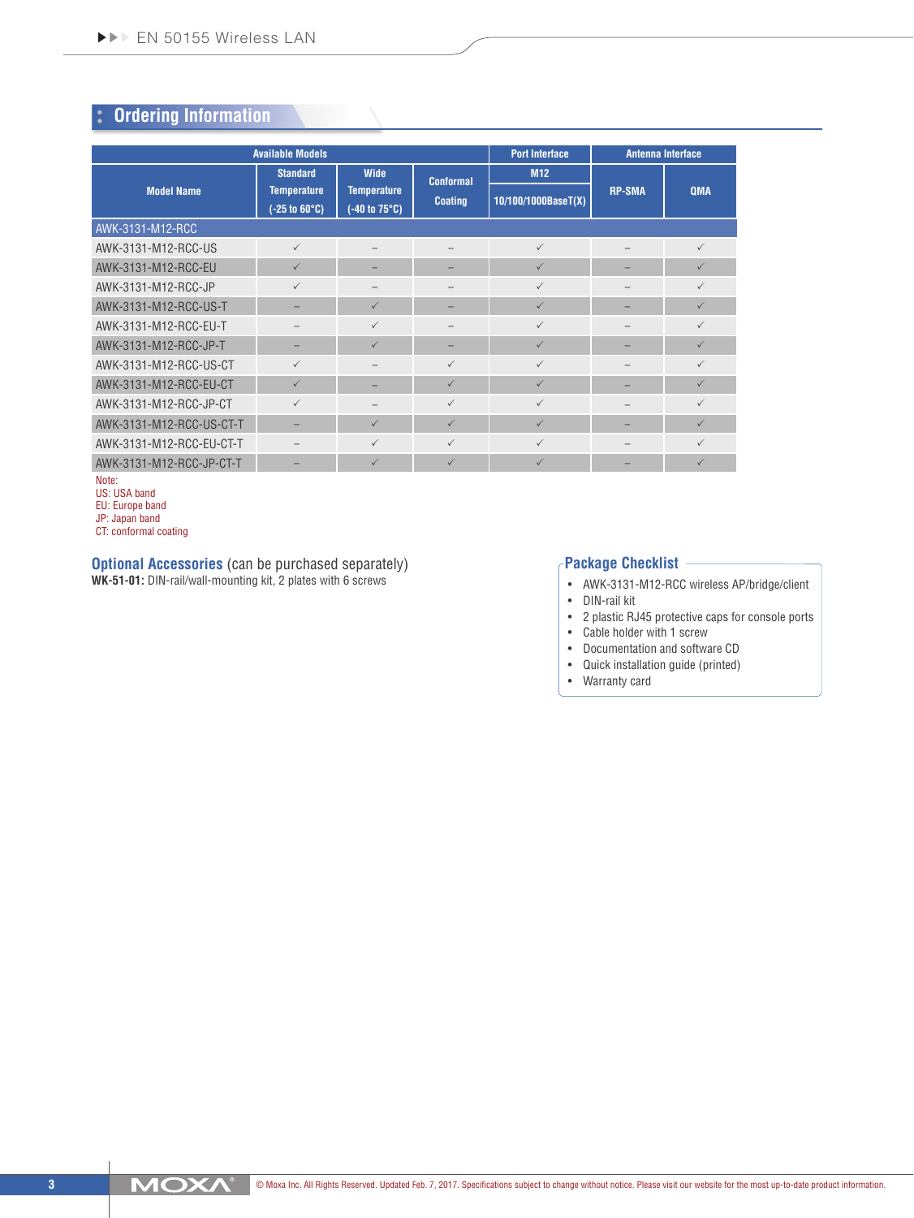## Ordering Information

| Available Models | | | | Port Interface | Antenna Interface | |
|---|---|---|---|---|---|---|
| Model Name | Standard Temperature (-25 to 60°C) | Wide Temperature (-40 to 75°C) | Conformal Coating | M12 10/100/1000BaseT(X) | RP-SMA | QMA |
| AWK-3131-M12-RCC | | | | | | |
| AWK-3131-M12-RCC-US | ✓ | – | – | ✓ | – | ✓ |
| AWK-3131-M12-RCC-EU | ✓ | – | – | ✓ | – | ✓ |
| AWK-3131-M12-RCC-JP | ✓ | – | – | ✓ | – | ✓ |
| AWK-3131-M12-RCC-US-T | – | ✓ | – | ✓ | – | ✓ |
| AWK-3131-M12-RCC-EU-T | – | ✓ | – | ✓ | – | ✓ |
| AWK-3131-M12-RCC-JP-T | – | ✓ | – | ✓ | – | ✓ |
| AWK-3131-M12-RCC-US-CT | ✓ | – | ✓ | ✓ | – | ✓ |
| AWK-3131-M12-RCC-EU-CT | ✓ | – | ✓ | ✓ | – | ✓ |
| AWK-3131-M12-RCC-JP-CT | ✓ | – | ✓ | ✓ | – | ✓ |
| AWK-3131-M12-RCC-US-CT-T | – | ✓ | ✓ | ✓ | – | ✓ |
| AWK-3131-M12-RCC-EU-CT-T | – | ✓ | ✓ | ✓ | – | ✓ |
| AWK-3131-M12-RCC-JP-CT-T | – | ✓ | ✓ | ✓ | – | ✓ |

Note:
US: USA band
EU: Europe band
JP: Japan band
CT: conformal coating

### Optional Accessories (can be purchased separately)

**WK-51-01:** DIN-rail/wall-mounting kit, 2 plates with 6 screws

### Package Checklist

- AWK-3131-M12-RCC wireless AP/bridge/client
- DIN-rail kit
- 2 plastic RJ45 protective caps for console ports
- Cable holder with 1 screw
- Documentation and software CD
- Quick installation guide (printed)
- Warranty card

© Moxa Inc. All Rights Reserved. Updated Feb. 7, 2017. Specifications subject to change without notice. Please visit our website for the most up-to-date product information.